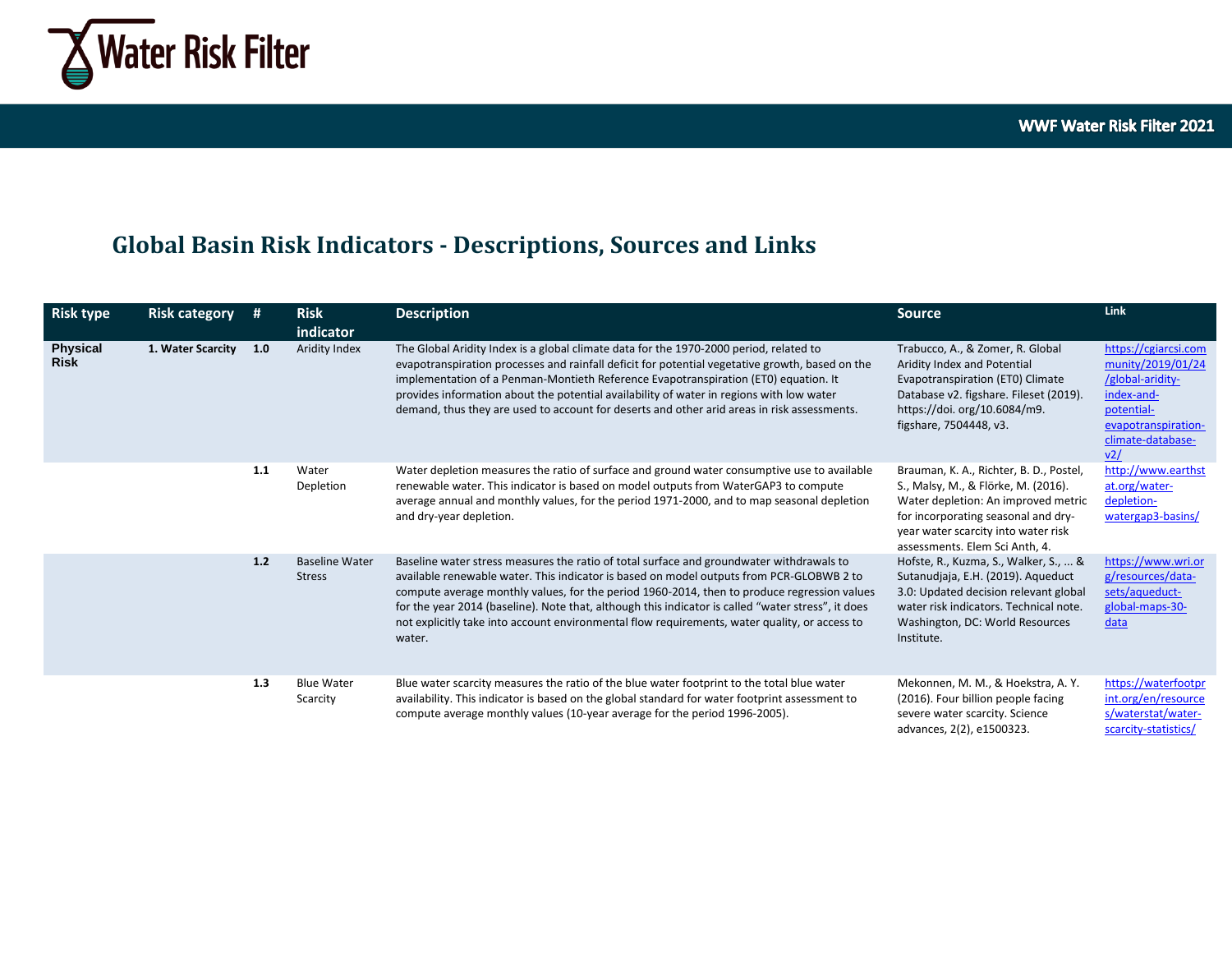# Water Risk Filter

WWF Water Risk Filter 2021

## Global Basin Risk Indicators - Descriptions, Sources and Links

| Risk type | Risk category | # | Risk indicator | Description | Source | Link |
|---|---|---|---|---|---|---|
| **Physical Risk** | **1. Water Scarcity** | **1.0** | Aridity Index | The Global Aridity Index is a global climate data for the 1970-2000 period, related to evapotranspiration processes and rainfall deficit for potential vegetative growth, based on the implementation of a Penman-Montieth Reference Evapotranspiration (ET0) equation. It provides information about the potential availability of water in regions with low water demand, thus they are used to account for deserts and other arid areas in risk assessments. | Trabucco, A., & Zomer, R. Global Aridity Index and Potential Evapotranspiration (ET0) Climate Database v2. figshare. Fileset (2019). https://doi. org/10.6084/m9. figshare, 7504448, v3. | https://cgiarcsi.community/2019/01/24/global-aridity-index-and-potential-evapotranspiration-climate-database-v2/ |
| | | **1.1** | Water Depletion | Water depletion measures the ratio of surface and ground water consumptive use to available renewable water. This indicator is based on model outputs from WaterGAP3 to compute average annual and monthly values, for the period 1971-2000, and to map seasonal depletion and dry-year depletion. | Brauman, K. A., Richter, B. D., Postel, S., Malsy, M., & Flörke, M. (2016). Water depletion: An improved metric for incorporating seasonal and dry-year water scarcity into water risk assessments. Elem Sci Anth, 4. | http://www.earthstat.org/water-depletion-watergap3-basins/ |
| | | **1.2** | Baseline Water Stress | Baseline water stress measures the ratio of total surface and groundwater withdrawals to available renewable water. This indicator is based on model outputs from PCR-GLOBWB 2 to compute average monthly values, for the period 1960-2014, then to produce regression values for the year 2014 (baseline). Note that, although this indicator is called "water stress", it does not explicitly take into account environmental flow requirements, water quality, or access to water. | Hofste, R., Kuzma, S., Walker, S., ... & Sutanudjaja, E.H. (2019). Aqueduct 3.0: Updated decision relevant global water risk indicators. Technical note. Washington, DC: World Resources Institute. | https://www.wri.org/resources/data-sets/aqueduct-global-maps-30-data |
| | | **1.3** | Blue Water Scarcity | Blue water scarcity measures the ratio of the blue water footprint to the total blue water availability. This indicator is based on the global standard for water footprint assessment to compute average monthly values (10-year average for the period 1996-2005). | Mekonnen, M. M., & Hoekstra, A. Y. (2016). Four billion people facing severe water scarcity. Science advances, 2(2), e1500323. | https://waterfootprint.org/en/resources/waterstat/water-scarcity-statistics/ |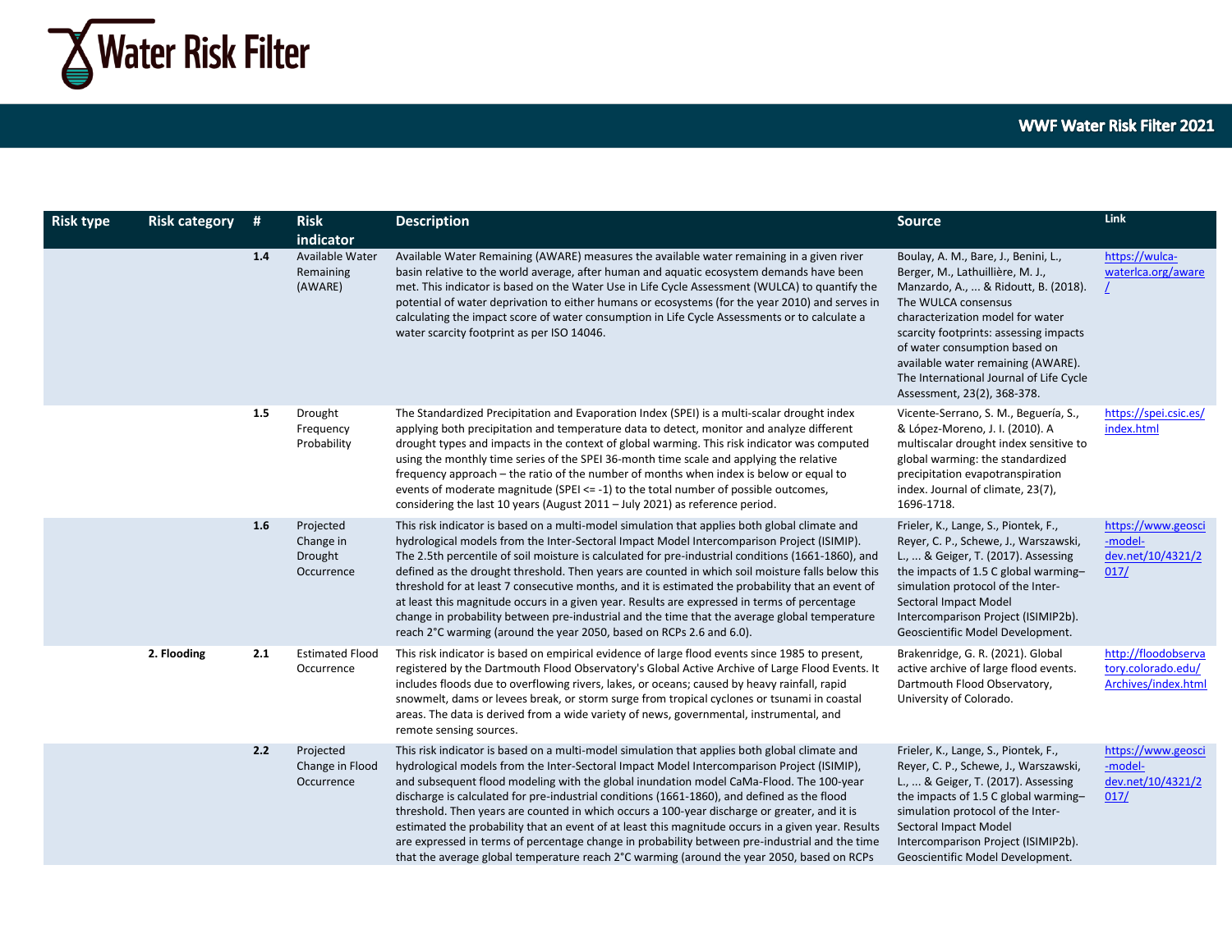| Risk type | Risk category | # | Risk indicator | Description | Source | Link |
|---|---|---|---|---|---|---|
| | | 1.4 | Available Water Remaining (AWARE) | Available Water Remaining (AWARE) measures the available water remaining in a given river basin relative to the world average, after human and aquatic ecosystem demands have been met. This indicator is based on the Water Use in Life Cycle Assessment (WULCA) to quantify the potential of water deprivation to either humans or ecosystems (for the year 2010) and serves in calculating the impact score of water consumption in Life Cycle Assessments or to calculate a water scarcity footprint as per ISO 14046. | Boulay, A. M., Bare, J., Benini, L., Berger, M., Lathuillière, M. J., Manzardo, A., ... & Ridoutt, B. (2018). The WULCA consensus characterization model for water scarcity footprints: assessing impacts of water consumption based on available water remaining (AWARE). The International Journal of Life Cycle Assessment, 23(2), 368-378. | https://wulca-waterlca.org/aware/ |
| | | 1.5 | Drought Frequency Probability | The Standardized Precipitation and Evaporation Index (SPEI) is a multi-scalar drought index applying both precipitation and temperature data to detect, monitor and analyze different drought types and impacts in the context of global warming. This risk indicator was computed using the monthly time series of the SPEI 36-month time scale and applying the relative frequency approach – the ratio of the number of months when index is below or equal to events of moderate magnitude (SPEI <= -1) to the total number of possible outcomes, considering the last 10 years (August 2011 – July 2021) as reference period. | Vicente-Serrano, S. M., Beguería, S., & López-Moreno, J. I. (2010). A multiscalar drought index sensitive to global warming: the standardized precipitation evapotranspiration index. Journal of climate, 23(7), 1696-1718. | https://spei.csic.es/index.html |
| | | 1.6 | Projected Change in Drought Occurrence | This risk indicator is based on a multi-model simulation that applies both global climate and hydrological models from the Inter-Sectoral Impact Model Intercomparison Project (ISIMIP). The 2.5th percentile of soil moisture is calculated for pre-industrial conditions (1661-1860), and defined as the drought threshold. Then years are counted in which soil moisture falls below this threshold for at least 7 consecutive months, and it is estimated the probability that an event of at least this magnitude occurs in a given year. Results are expressed in terms of percentage change in probability between pre-industrial and the time that the average global temperature reach 2°C warming (around the year 2050, based on RCPs 2.6 and 6.0). | Frieler, K., Lange, S., Piontek, F., Reyer, C. P., Schewe, J., Warszawski, L., ... & Geiger, T. (2017). Assessing the impacts of 1.5 C global warming–simulation protocol of the Inter-Sectoral Impact Model Intercomparison Project (ISIMIP2b). Geoscientific Model Development. | https://www.geosci-model-dev.net/10/4321/2017/ |
| | **2. Flooding** | 2.1 | Estimated Flood Occurrence | This risk indicator is based on empirical evidence of large flood events since 1985 to present, registered by the Dartmouth Flood Observatory's Global Active Archive of Large Flood Events. It includes floods due to overflowing rivers, lakes, or oceans; caused by heavy rainfall, rapid snowmelt, dams or levees break, or storm surge from tropical cyclones or tsunami in coastal areas. The data is derived from a wide variety of news, governmental, instrumental, and remote sensing sources. | Brakenridge, G. R. (2021). Global active archive of large flood events. Dartmouth Flood Observatory, University of Colorado. | http://floodobservatory.colorado.edu/Archives/index.html |
| | | 2.2 | Projected Change in Flood Occurrence | This risk indicator is based on a multi-model simulation that applies both global climate and hydrological models from the Inter-Sectoral Impact Model Intercomparison Project (ISIMIP), and subsequent flood modeling with the global inundation model CaMa-Flood. The 100-year discharge is calculated for pre-industrial conditions (1661-1860), and defined as the flood threshold. Then years are counted in which occurs a 100-year discharge or greater, and it is estimated the probability that an event of at least this magnitude occurs in a given year. Results are expressed in terms of percentage change in probability between pre-industrial and the time that the average global temperature reach 2°C warming (around the year 2050, based on RCPs | Frieler, K., Lange, S., Piontek, F., Reyer, C. P., Schewe, J., Warszawski, L., ... & Geiger, T. (2017). Assessing the impacts of 1.5 C global warming–simulation protocol of the Inter-Sectoral Impact Model Intercomparison Project (ISIMIP2b). Geoscientific Model Development. | https://www.geosci-model-dev.net/10/4321/2017/ |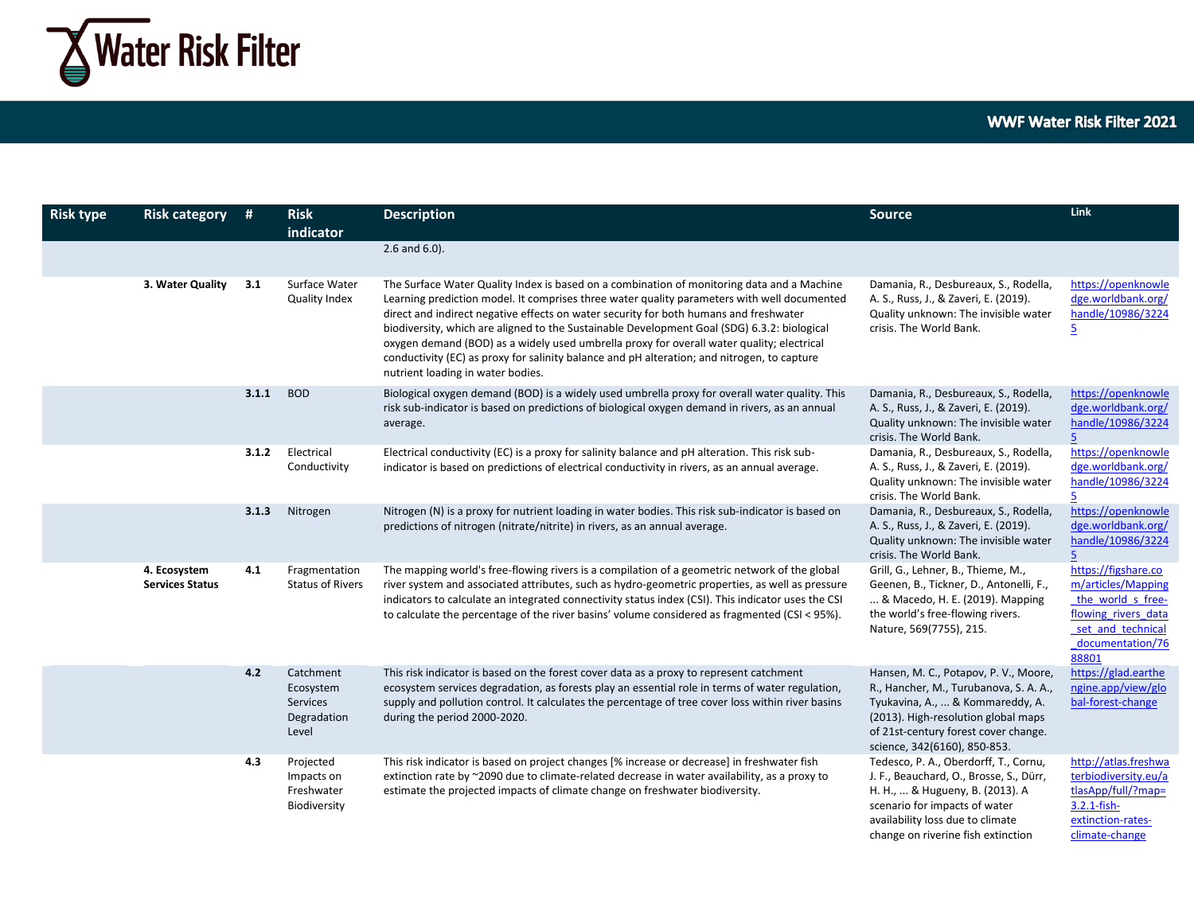| Risk type | Risk category | # | Risk indicator | Description | Source | Link |
|---|---|---|---|---|---|---|
| | | | | 2.6 and 6.0). | | |
| | **3. Water Quality** | **3.1** | Surface Water Quality Index | The Surface Water Quality Index is based on a combination of monitoring data and a Machine Learning prediction model. It comprises three water quality parameters with well documented direct and indirect negative effects on water security for both humans and freshwater biodiversity, which are aligned to the Sustainable Development Goal (SDG) 6.3.2: biological oxygen demand (BOD) as a widely used umbrella proxy for overall water quality; electrical conductivity (EC) as proxy for salinity balance and pH alteration; and nitrogen, to capture nutrient loading in water bodies. | Damania, R., Desbureaux, S., Rodella, A. S., Russ, J., & Zaveri, E. (2019). Quality unknown: The invisible water crisis. The World Bank. | https://openknowledge.worldbank.org/handle/10986/32245 |
| | | **3.1.1** | BOD | Biological oxygen demand (BOD) is a widely used umbrella proxy for overall water quality. This risk sub-indicator is based on predictions of biological oxygen demand in rivers, as an annual average. | Damania, R., Desbureaux, S., Rodella, A. S., Russ, J., & Zaveri, E. (2019). Quality unknown: The invisible water crisis. The World Bank. | https://openknowledge.worldbank.org/handle/10986/32245 |
| | | **3.1.2** | Electrical Conductivity | Electrical conductivity (EC) is a proxy for salinity balance and pH alteration. This risk sub-indicator is based on predictions of electrical conductivity in rivers, as an annual average. | Damania, R., Desbureaux, S., Rodella, A. S., Russ, J., & Zaveri, E. (2019). Quality unknown: The invisible water crisis. The World Bank. | https://openknowledge.worldbank.org/handle/10986/32245 |
| | | **3.1.3** | Nitrogen | Nitrogen (N) is a proxy for nutrient loading in water bodies. This risk sub-indicator is based on predictions of nitrogen (nitrate/nitrite) in rivers, as an annual average. | Damania, R., Desbureaux, S., Rodella, A. S., Russ, J., & Zaveri, E. (2019). Quality unknown: The invisible water crisis. The World Bank. | https://openknowledge.worldbank.org/handle/10986/32245 |
| | **4. Ecosystem Services Status** | **4.1** | Fragmentation Status of Rivers | The mapping world's free-flowing rivers is a compilation of a geometric network of the global river system and associated attributes, such as hydro-geometric properties, as well as pressure indicators to calculate an integrated connectivity status index (CSI). This indicator uses the CSI to calculate the percentage of the river basins' volume considered as fragmented (CSI < 95%). | Grill, G., Lehner, B., Thieme, M., Geenen, B., Tickner, D., Antonelli, F., ... & Macedo, H. E. (2019). Mapping the world's free-flowing rivers. Nature, 569(7755), 215. | https://figshare.com/articles/Mapping_the_world_s_free-flowing_rivers_data_set_and_technical_documentation/7688801 |
| | | **4.2** | Catchment Ecosystem Services Degradation Level | This risk indicator is based on the forest cover data as a proxy to represent catchment ecosystem services degradation, as forests play an essential role in terms of water regulation, supply and pollution control. It calculates the percentage of tree cover loss within river basins during the period 2000-2020. | Hansen, M. C., Potapov, P. V., Moore, R., Hancher, M., Turubanova, S. A. A., Tyukavina, A., ... & Kommareddy, A. (2013). High-resolution global maps of 21st-century forest cover change. science, 342(6160), 850-853. | https://glad.earthengine.app/view/global-forest-change |
| | | **4.3** | Projected Impacts on Freshwater Biodiversity | This risk indicator is based on project changes [% increase or decrease] in freshwater fish extinction rate by ~2090 due to climate-related decrease in water availability, as a proxy to estimate the projected impacts of climate change on freshwater biodiversity. | Tedesco, P. A., Oberdorff, T., Cornu, J. F., Beauchard, O., Brosse, S., Dürr, H. H., ... & Hugueny, B. (2013). A scenario for impacts of water availability loss due to climate change on riverine fish extinction | http://atlas.freshwaterbiodiversity.eu/atlasApp/full/?map=3.2.1-fish-extinction-rates-climate-change |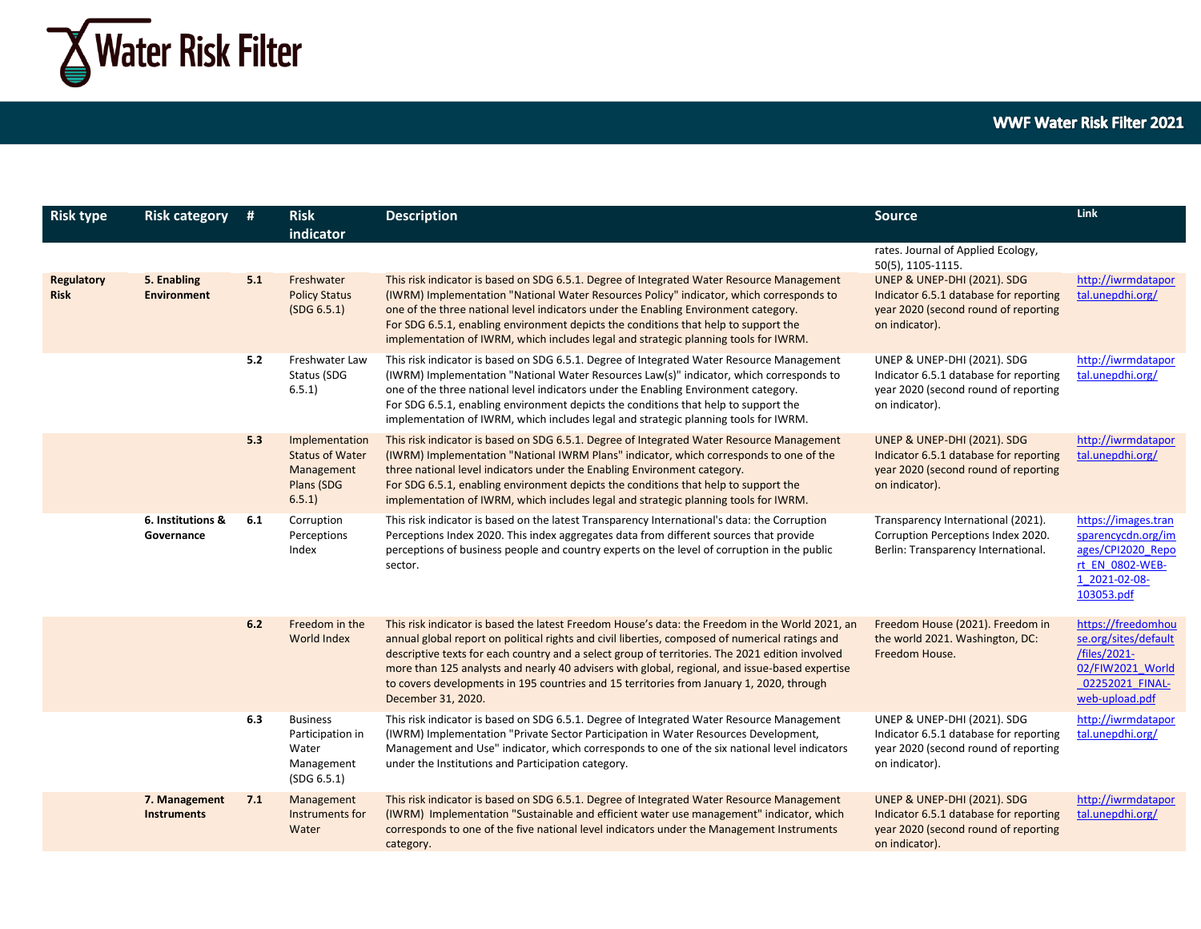| Risk type | Risk category | # | Risk indicator | Description | Source | Link |
|---|---|---|---|---|---|---|
| | | | | | rates. Journal of Applied Ecology, 50(5), 1105-1115. | |
| **Regulatory Risk** | **5. Enabling Environment** | **5.1** | Freshwater Policy Status (SDG 6.5.1) | This risk indicator is based on SDG 6.5.1. Degree of Integrated Water Resource Management (IWRM) Implementation "National Water Resources Policy" indicator, which corresponds to one of the three national level indicators under the Enabling Environment category. For SDG 6.5.1, enabling environment depicts the conditions that help to support the implementation of IWRM, which includes legal and strategic planning tools for IWRM. | UNEP & UNEP-DHI (2021). SDG Indicator 6.5.1 database for reporting year 2020 (second round of reporting on indicator). | http://iwrmdataportal.unepdhi.org/ |
| | | **5.2** | Freshwater Law Status (SDG 6.5.1) | This risk indicator is based on SDG 6.5.1. Degree of Integrated Water Resource Management (IWRM) Implementation "National Water Resources Law(s)" indicator, which corresponds to one of the three national level indicators under the Enabling Environment category. For SDG 6.5.1, enabling environment depicts the conditions that help to support the implementation of IWRM, which includes legal and strategic planning tools for IWRM. | UNEP & UNEP-DHI (2021). SDG Indicator 6.5.1 database for reporting year 2020 (second round of reporting on indicator). | http://iwrmdataportal.unepdhi.org/ |
| | | **5.3** | Implementation Status of Water Management Plans (SDG 6.5.1) | This risk indicator is based on SDG 6.5.1. Degree of Integrated Water Resource Management (IWRM) Implementation "National IWRM Plans" indicator, which corresponds to one of the three national level indicators under the Enabling Environment category. For SDG 6.5.1, enabling environment depicts the conditions that help to support the implementation of IWRM, which includes legal and strategic planning tools for IWRM. | UNEP & UNEP-DHI (2021). SDG Indicator 6.5.1 database for reporting year 2020 (second round of reporting on indicator). | http://iwrmdataportal.unepdhi.org/ |
| | **6. Institutions & Governance** | **6.1** | Corruption Perceptions Index | This risk indicator is based on the latest Transparency International's data: the Corruption Perceptions Index 2020. This index aggregates data from different sources that provide perceptions of business people and country experts on the level of corruption in the public sector. | Transparency International (2021). Corruption Perceptions Index 2020. Berlin: Transparency International. | https://images.transparencycdn.org/images/CPI2020_Report_EN_0802-WEB-1_2021-02-08-103053.pdf |
| | | **6.2** | Freedom in the World Index | This risk indicator is based the latest Freedom House's data: the Freedom in the World 2021, an annual global report on political rights and civil liberties, composed of numerical ratings and descriptive texts for each country and a select group of territories. The 2021 edition involved more than 125 analysts and nearly 40 advisers with global, regional, and issue-based expertise to covers developments in 195 countries and 15 territories from January 1, 2020, through December 31, 2020. | Freedom House (2021). Freedom in the world 2021. Washington, DC: Freedom House. | https://freedomhouse.org/sites/default/files/2021-02/FIW2021_World_02252021_FINAL-web-upload.pdf |
| | | **6.3** | Business Participation in Water Management (SDG 6.5.1) | This risk indicator is based on SDG 6.5.1. Degree of Integrated Water Resource Management (IWRM) Implementation "Private Sector Participation in Water Resources Development, Management and Use" indicator, which corresponds to one of the six national level indicators under the Institutions and Participation category. | UNEP & UNEP-DHI (2021). SDG Indicator 6.5.1 database for reporting year 2020 (second round of reporting on indicator). | http://iwrmdataportal.unepdhi.org/ |
| | **7. Management Instruments** | **7.1** | Management Instruments for Water | This risk indicator is based on SDG 6.5.1. Degree of Integrated Water Resource Management (IWRM) Implementation "Sustainable and efficient water use management" indicator, which corresponds to one of the five national level indicators under the Management Instruments category. | UNEP & UNEP-DHI (2021). SDG Indicator 6.5.1 database for reporting year 2020 (second round of reporting on indicator). | http://iwrmdataportal.unepdhi.org/ |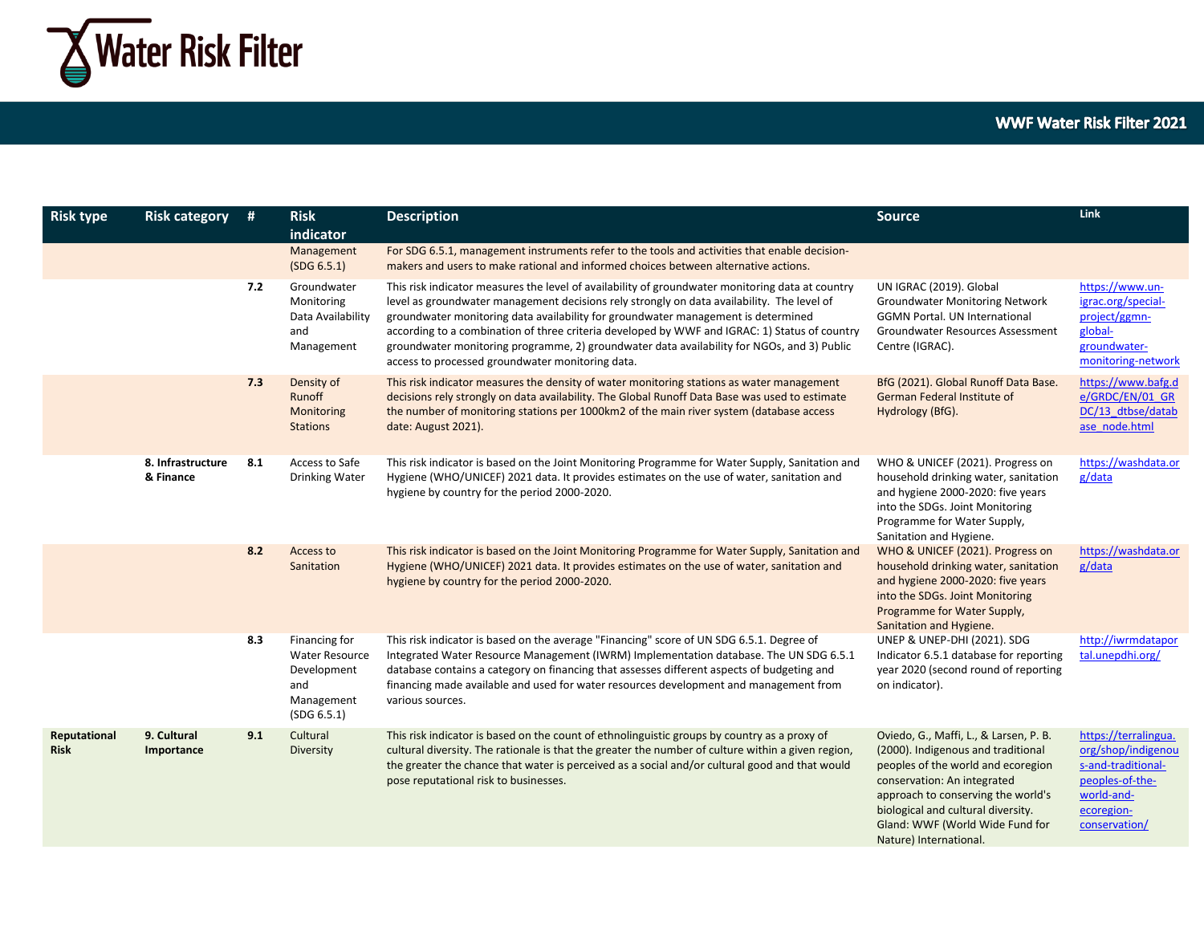| Risk type | Risk category | # | Risk indicator | Description | Source | Link |
|---|---|---|---|---|---|---|
| | | | Management (SDG 6.5.1) | For SDG 6.5.1, management instruments refer to the tools and activities that enable decision-makers and users to make rational and informed choices between alternative actions. | | |
| | | **7.2** | Groundwater Monitoring Data Availability and Management | This risk indicator measures the level of availability of groundwater monitoring data at country level as groundwater management decisions rely strongly on data availability. The level of groundwater monitoring data availability for groundwater management is determined according to a combination of three criteria developed by WWF and IGRAC: 1) Status of country groundwater monitoring programme, 2) groundwater data availability for NGOs, and 3) Public access to processed groundwater monitoring data. | UN IGRAC (2019). Global Groundwater Monitoring Network GGMN Portal. UN International Groundwater Resources Assessment Centre (IGRAC). | https://www.un-igrac.org/special-project/ggmn-global-groundwater-monitoring-network |
| | | **7.3** | Density of Runoff Monitoring Stations | This risk indicator measures the density of water monitoring stations as water management decisions rely strongly on data availability. The Global Runoff Data Base was used to estimate the number of monitoring stations per 1000km2 of the main river system (database access date: August 2021). | BfG (2021). Global Runoff Data Base. German Federal Institute of Hydrology (BfG). | https://www.bafg.de/GRDC/EN/01_GRDC/13_dtbse/database_node.html |
| | **8. Infrastructure & Finance** | **8.1** | Access to Safe Drinking Water | This risk indicator is based on the Joint Monitoring Programme for Water Supply, Sanitation and Hygiene (WHO/UNICEF) 2021 data. It provides estimates on the use of water, sanitation and hygiene by country for the period 2000-2020. | WHO & UNICEF (2021). Progress on household drinking water, sanitation and hygiene 2000-2020: five years into the SDGs. Joint Monitoring Programme for Water Supply, Sanitation and Hygiene. | https://washdata.org/data |
| | | **8.2** | Access to Sanitation | This risk indicator is based on the Joint Monitoring Programme for Water Supply, Sanitation and Hygiene (WHO/UNICEF) 2021 data. It provides estimates on the use of water, sanitation and hygiene by country for the period 2000-2020. | WHO & UNICEF (2021). Progress on household drinking water, sanitation and hygiene 2000-2020: five years into the SDGs. Joint Monitoring Programme for Water Supply, Sanitation and Hygiene. | https://washdata.org/data |
| | | **8.3** | Financing for Water Resource Development and Management (SDG 6.5.1) | This risk indicator is based on the average "Financing" score of UN SDG 6.5.1. Degree of Integrated Water Resource Management (IWRM) Implementation database. The UN SDG 6.5.1 database contains a category on financing that assesses different aspects of budgeting and financing made available and used for water resources development and management from various sources. | UNEP & UNEP-DHI (2021). SDG Indicator 6.5.1 database for reporting year 2020 (second round of reporting on indicator). | http://iwrmdataportal.unepdhi.org/ |
| **Reputational Risk** | **9. Cultural Importance** | **9.1** | Cultural Diversity | This risk indicator is based on the count of ethnolinguistic groups by country as a proxy of cultural diversity. The rationale is that the greater the number of culture within a given region, the greater the chance that water is perceived as a social and/or cultural good and that would pose reputational risk to businesses. | Oviedo, G., Maffi, L., & Larsen, P. B. (2000). Indigenous and traditional peoples of the world and ecoregion conservation: An integrated approach to conserving the world's biological and cultural diversity. Gland: WWF (World Wide Fund for Nature) International. | https://terralingua.org/shop/indigenous-and-traditional-peoples-of-the-world-and-ecoregion-conservation/ |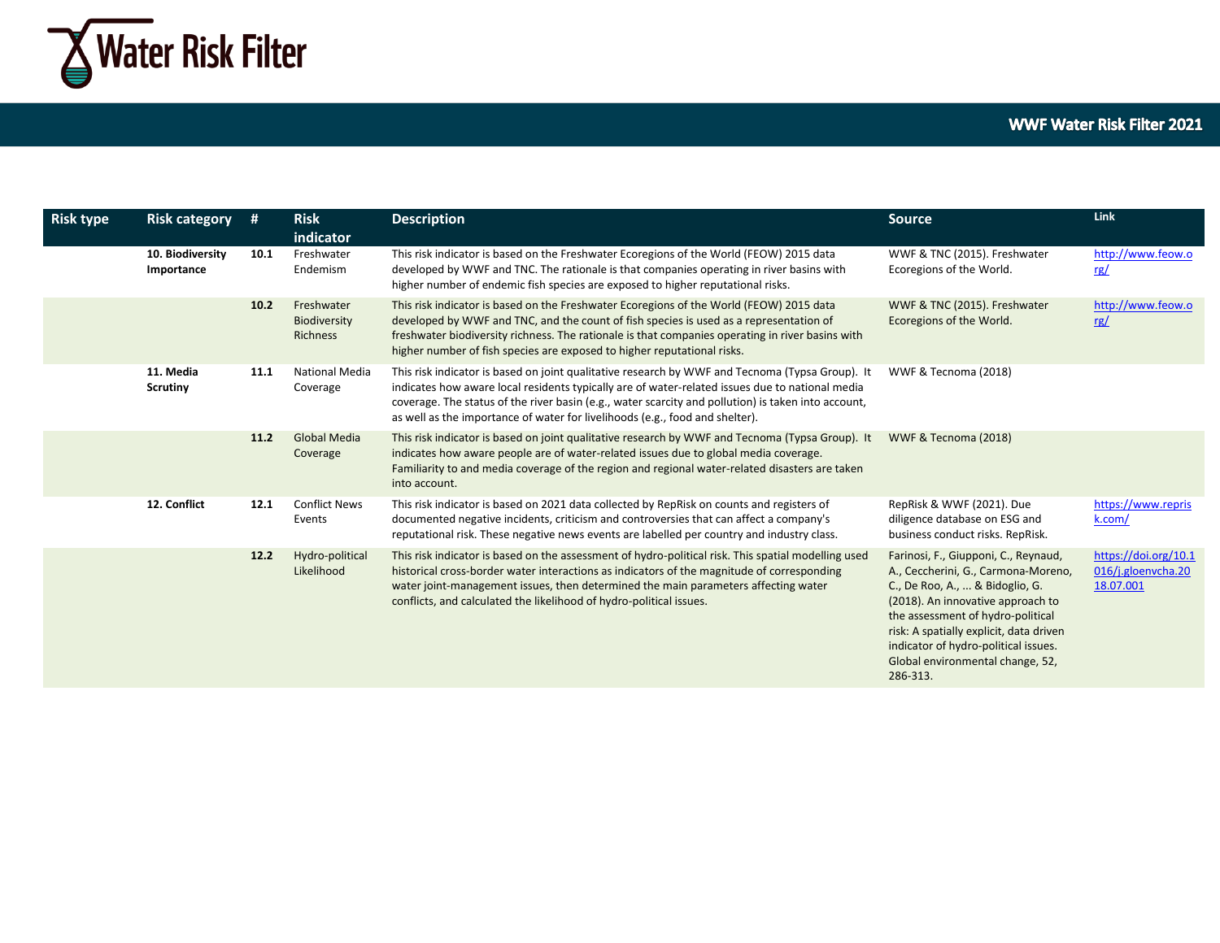| Risk type | Risk category | # | Risk indicator | Description | Source | Link |
|---|---|---|---|---|---|---|
| | **10. Biodiversity Importance** | **10.1** | Freshwater Endemism | This risk indicator is based on the Freshwater Ecoregions of the World (FEOW) 2015 data developed by WWF and TNC. The rationale is that companies operating in river basins with higher number of endemic fish species are exposed to higher reputational risks. | WWF & TNC (2015). Freshwater Ecoregions of the World. | http://www.feow.org/ |
| | | **10.2** | Freshwater Biodiversity Richness | This risk indicator is based on the Freshwater Ecoregions of the World (FEOW) 2015 data developed by WWF and TNC, and the count of fish species is used as a representation of freshwater biodiversity richness. The rationale is that companies operating in river basins with higher number of fish species are exposed to higher reputational risks. | WWF & TNC (2015). Freshwater Ecoregions of the World. | http://www.feow.org/ |
| | **11. Media Scrutiny** | **11.1** | National Media Coverage | This risk indicator is based on joint qualitative research by WWF and Tecnoma (Typsa Group). It indicates how aware local residents typically are of water-related issues due to national media coverage. The status of the river basin (e.g., water scarcity and pollution) is taken into account, as well as the importance of water for livelihoods (e.g., food and shelter). | WWF & Tecnoma (2018) | |
| | | **11.2** | Global Media Coverage | This risk indicator is based on joint qualitative research by WWF and Tecnoma (Typsa Group). It indicates how aware people are of water-related issues due to global media coverage. Familiarity to and media coverage of the region and regional water-related disasters are taken into account. | WWF & Tecnoma (2018) | |
| | **12. Conflict** | **12.1** | Conflict News Events | This risk indicator is based on 2021 data collected by RepRisk on counts and registers of documented negative incidents, criticism and controversies that can affect a company's reputational risk. These negative news events are labelled per country and industry class. | RepRisk & WWF (2021). Due diligence database on ESG and business conduct risks. RepRisk. | https://www.reprisk.com/ |
| | | **12.2** | Hydro-political Likelihood | This risk indicator is based on the assessment of hydro-political risk. This spatial modelling used historical cross-border water interactions as indicators of the magnitude of corresponding water joint-management issues, then determined the main parameters affecting water conflicts, and calculated the likelihood of hydro-political issues. | Farinosi, F., Giupponi, C., Reynaud, A., Ceccherini, G., Carmona-Moreno, C., De Roo, A., ... & Bidoglio, G. (2018). An innovative approach to the assessment of hydro-political risk: A spatially explicit, data driven indicator of hydro-political issues. Global environmental change, 52, 286-313. | https://doi.org/10.1016/j.gloenvcha.2018.07.001 |